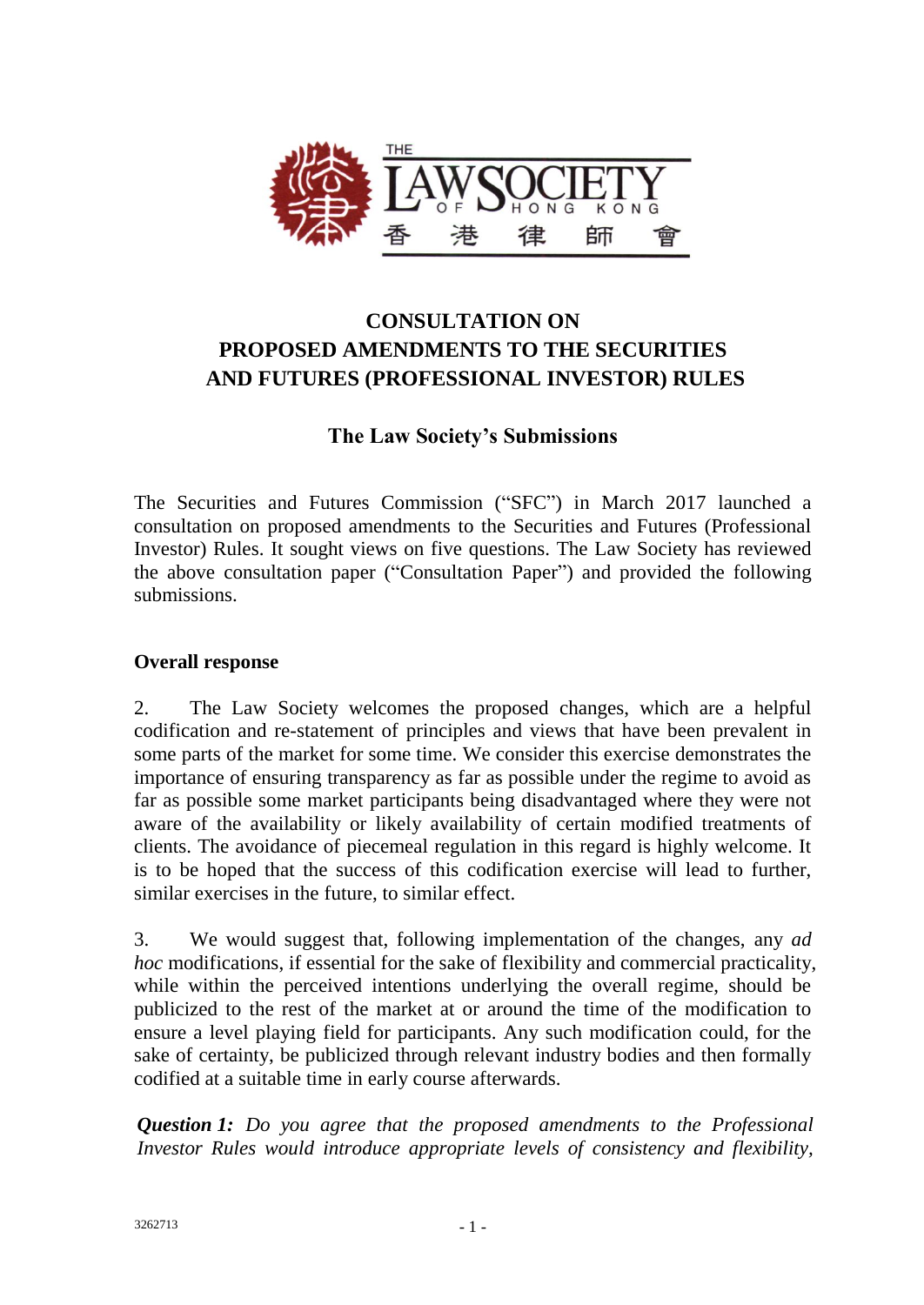# CONSULTATION ON PROPOSED AMENDMENTS TO THE SECURITIES AND FUTURES (PROFESSIONAL INVESTOR) RULES

## The Law Society's Submissions

The Securities and Futures Commission ("SFC") in March 2017 launched a consultation on proposed amendments to the Securities and Futures (Professional Investor) Rules. It sought views on five questions. The Law Society has reviewed the above consultation paper ("Consultation Paper") and provided the following submissions.

### Overall response

2. The Law Society welcomes the proposed changes, which are a helpful codification and re-statement of principles and views that have been prevalent in some parts of the market for some time. We consider this exercise demonstrates the importance of ensuring transparency as far as possible under the regime to avoid as far as possible some market participants being disadvantaged where they were not aware of the availability or likely availability of certain modified treatments of clients. The avoidance of piecemeal regulation in this regard is highly welcome. It is to be hoped that the success of this codification exercise will lead to further, similar exercises in the future, to similar effect.

3. We would suggest that, following implementation of the changes, any *ad hoc* modifications, if essential for the sake of flexibility and commercial practicality, while within the perceived intentions underlying the overall regime, should be publicized to the rest of the market at or around the time of the modification to ensure a level playing field for participants. Any such modification could, for the sake of certainty, be publicized through relevant industry bodies and then formally codified at a suitable time in early course afterwards.

***Question 1:*** *Do you agree that the proposed amendments to the Professional Investor Rules would introduce appropriate levels of consistency and flexibility,*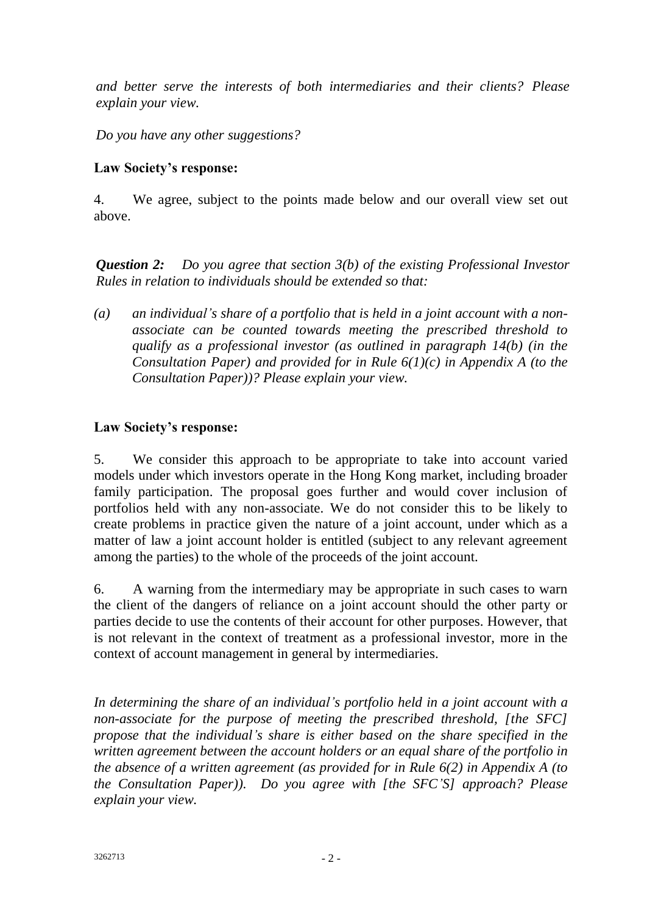*and better serve the interests of both intermediaries and their clients? Please explain your view.*

*Do you have any other suggestions?*

**Law Society's response:**

4. We agree, subject to the points made below and our overall view set out above.

***Question 2:*** *Do you agree that section 3(b) of the existing Professional Investor Rules in relation to individuals should be extended so that:*

*(a) an individual's share of a portfolio that is held in a joint account with a non-associate can be counted towards meeting the prescribed threshold to qualify as a professional investor (as outlined in paragraph 14(b) (in the Consultation Paper) and provided for in Rule 6(1)(c) in Appendix A (to the Consultation Paper))? Please explain your view.*

**Law Society's response:**

5. We consider this approach to be appropriate to take into account varied models under which investors operate in the Hong Kong market, including broader family participation. The proposal goes further and would cover inclusion of portfolios held with any non-associate. We do not consider this to be likely to create problems in practice given the nature of a joint account, under which as a matter of law a joint account holder is entitled (subject to any relevant agreement among the parties) to the whole of the proceeds of the joint account.

6. A warning from the intermediary may be appropriate in such cases to warn the client of the dangers of reliance on a joint account should the other party or parties decide to use the contents of their account for other purposes. However, that is not relevant in the context of treatment as a professional investor, more in the context of account management in general by intermediaries.

*In determining the share of an individual's portfolio held in a joint account with a non-associate for the purpose of meeting the prescribed threshold, [the SFC] propose that the individual's share is either based on the share specified in the written agreement between the account holders or an equal share of the portfolio in the absence of a written agreement (as provided for in Rule 6(2) in Appendix A (to the Consultation Paper)). Do you agree with [the SFC'S] approach? Please explain your view.*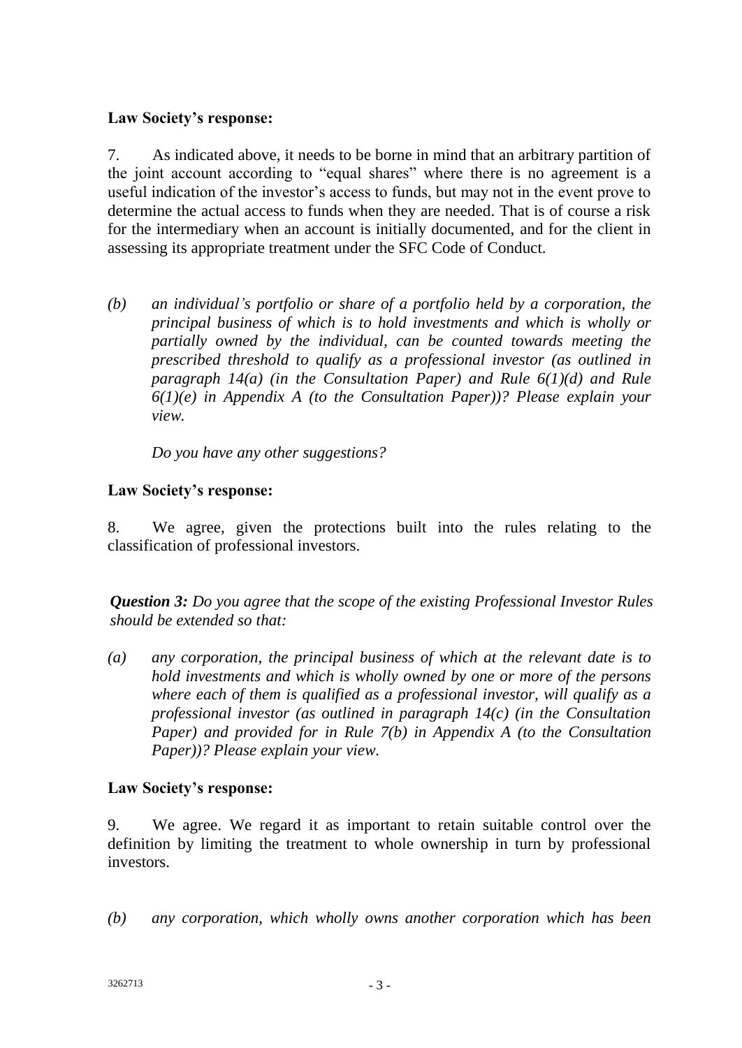**Law Society's response:**

7. As indicated above, it needs to be borne in mind that an arbitrary partition of the joint account according to "equal shares" where there is no agreement is a useful indication of the investor's access to funds, but may not in the event prove to determine the actual access to funds when they are needed. That is of course a risk for the intermediary when an account is initially documented, and for the client in assessing its appropriate treatment under the SFC Code of Conduct.

*(b) an individual's portfolio or share of a portfolio held by a corporation, the principal business of which is to hold investments and which is wholly or partially owned by the individual, can be counted towards meeting the prescribed threshold to qualify as a professional investor (as outlined in paragraph 14(a) (in the Consultation Paper) and Rule 6(1)(d) and Rule 6(1)(e) in Appendix A (to the Consultation Paper))? Please explain your view.*

*Do you have any other suggestions?*

**Law Society's response:**

8. We agree, given the protections built into the rules relating to the classification of professional investors.

***Question 3:*** *Do you agree that the scope of the existing Professional Investor Rules should be extended so that:*

*(a) any corporation, the principal business of which at the relevant date is to hold investments and which is wholly owned by one or more of the persons where each of them is qualified as a professional investor, will qualify as a professional investor (as outlined in paragraph 14(c) (in the Consultation Paper) and provided for in Rule 7(b) in Appendix A (to the Consultation Paper))? Please explain your view.*

**Law Society's response:**

9. We agree. We regard it as important to retain suitable control over the definition by limiting the treatment to whole ownership in turn by professional investors.

*(b) any corporation, which wholly owns another corporation which has been*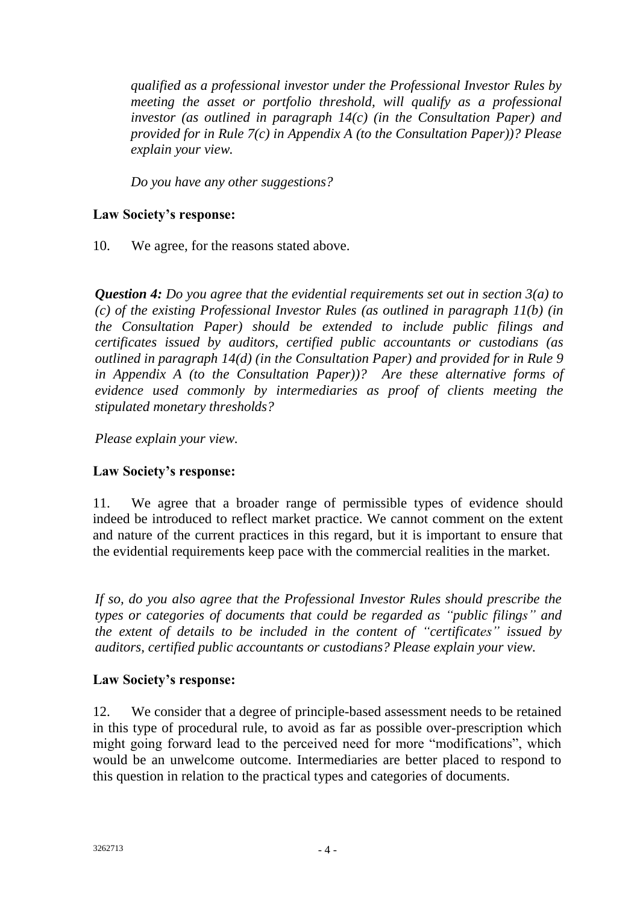*qualified as a professional investor under the Professional Investor Rules by meeting the asset or portfolio threshold, will qualify as a professional investor (as outlined in paragraph 14(c) (in the Consultation Paper) and provided for in Rule 7(c) in Appendix A (to the Consultation Paper))? Please explain your view.*

*Do you have any other suggestions?*

**Law Society's response:**

10. We agree, for the reasons stated above.

***Question 4:*** *Do you agree that the evidential requirements set out in section 3(a) to (c) of the existing Professional Investor Rules (as outlined in paragraph 11(b) (in the Consultation Paper) should be extended to include public filings and certificates issued by auditors, certified public accountants or custodians (as outlined in paragraph 14(d) (in the Consultation Paper) and provided for in Rule 9 in Appendix A (to the Consultation Paper))? Are these alternative forms of evidence used commonly by intermediaries as proof of clients meeting the stipulated monetary thresholds?*

*Please explain your view.*

**Law Society's response:**

11. We agree that a broader range of permissible types of evidence should indeed be introduced to reflect market practice. We cannot comment on the extent and nature of the current practices in this regard, but it is important to ensure that the evidential requirements keep pace with the commercial realities in the market.

*If so, do you also agree that the Professional Investor Rules should prescribe the types or categories of documents that could be regarded as "public filings" and the extent of details to be included in the content of "certificates" issued by auditors, certified public accountants or custodians? Please explain your view.*

**Law Society's response:**

12. We consider that a degree of principle-based assessment needs to be retained in this type of procedural rule, to avoid as far as possible over-prescription which might going forward lead to the perceived need for more "modifications", which would be an unwelcome outcome. Intermediaries are better placed to respond to this question in relation to the practical types and categories of documents.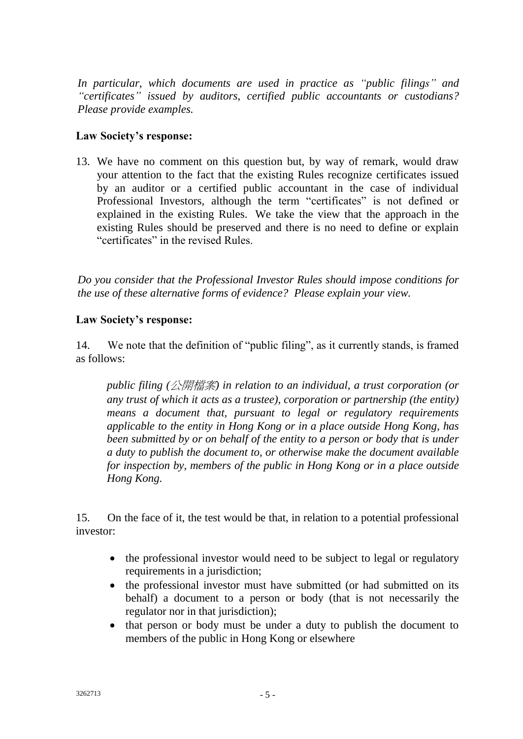*In particular, which documents are used in practice as "public filings" and "certificates" issued by auditors, certified public accountants or custodians? Please provide examples.*

**Law Society's response:**

13. We have no comment on this question but, by way of remark, would draw your attention to the fact that the existing Rules recognize certificates issued by an auditor or a certified public accountant in the case of individual Professional Investors, although the term "certificates" is not defined or explained in the existing Rules. We take the view that the approach in the existing Rules should be preserved and there is no need to define or explain "certificates" in the revised Rules.

*Do you consider that the Professional Investor Rules should impose conditions for the use of these alternative forms of evidence? Please explain your view.*

**Law Society's response:**

14. We note that the definition of "public filing", as it currently stands, is framed as follows:

> *public filing (公開檔案) in relation to an individual, a trust corporation (or any trust of which it acts as a trustee), corporation or partnership (the entity) means a document that, pursuant to legal or regulatory requirements applicable to the entity in Hong Kong or in a place outside Hong Kong, has been submitted by or on behalf of the entity to a person or body that is under a duty to publish the document to, or otherwise make the document available for inspection by, members of the public in Hong Kong or in a place outside Hong Kong.*

15. On the face of it, the test would be that, in relation to a potential professional investor:

- the professional investor would need to be subject to legal or regulatory requirements in a jurisdiction;
- the professional investor must have submitted (or had submitted on its behalf) a document to a person or body (that is not necessarily the regulator nor in that jurisdiction);
- that person or body must be under a duty to publish the document to members of the public in Hong Kong or elsewhere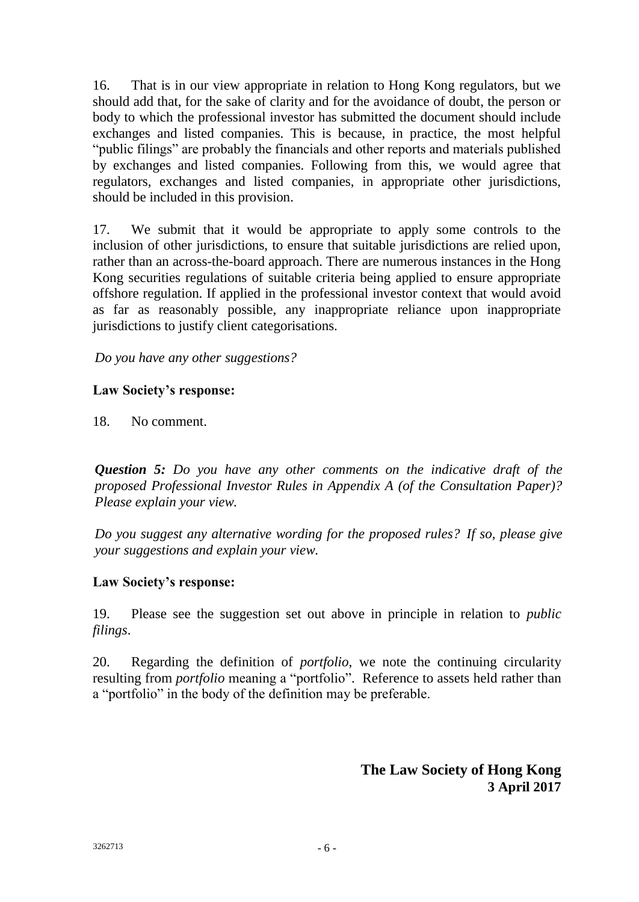16. That is in our view appropriate in relation to Hong Kong regulators, but we should add that, for the sake of clarity and for the avoidance of doubt, the person or body to which the professional investor has submitted the document should include exchanges and listed companies. This is because, in practice, the most helpful "public filings" are probably the financials and other reports and materials published by exchanges and listed companies. Following from this, we would agree that regulators, exchanges and listed companies, in appropriate other jurisdictions, should be included in this provision.

17. We submit that it would be appropriate to apply some controls to the inclusion of other jurisdictions, to ensure that suitable jurisdictions are relied upon, rather than an across-the-board approach. There are numerous instances in the Hong Kong securities regulations of suitable criteria being applied to ensure appropriate offshore regulation. If applied in the professional investor context that would avoid as far as reasonably possible, any inappropriate reliance upon inappropriate jurisdictions to justify client categorisations.

*Do you have any other suggestions?*

**Law Society's response:**

18. No comment.

***Question 5:*** *Do you have any other comments on the indicative draft of the proposed Professional Investor Rules in Appendix A (of the Consultation Paper)? Please explain your view.*

*Do you suggest any alternative wording for the proposed rules? If so, please give your suggestions and explain your view.*

**Law Society's response:**

19. Please see the suggestion set out above in principle in relation to *public filings*.

20. Regarding the definition of *portfolio*, we note the continuing circularity resulting from *portfolio* meaning a "portfolio". Reference to assets held rather than a "portfolio" in the body of the definition may be preferable.

**The Law Society of Hong Kong**
**3 April 2017**

3262713